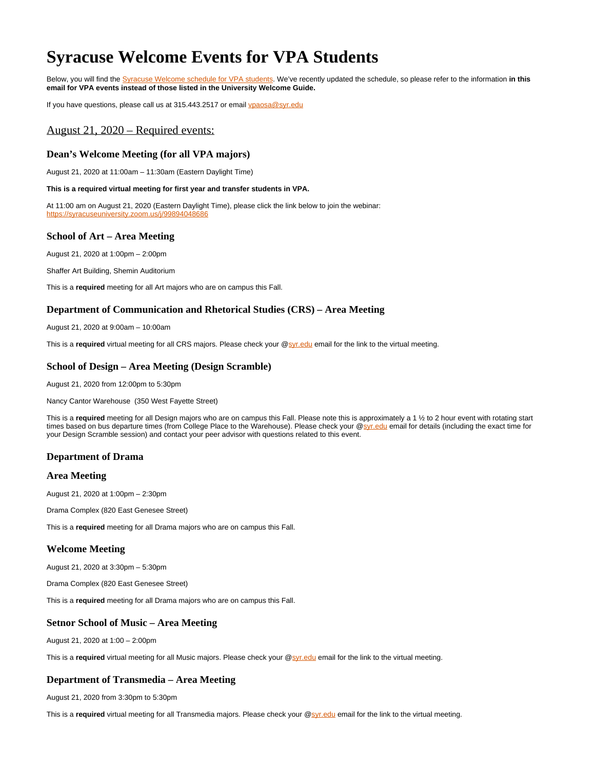# Syracuse Welcome Events for VPA Students

Below, you will find the Syracuse Welcome schedule for VPA students. We've recently updated the schedule, so please refer to the information **in this email for VPA events instead of those listed in the University Welcome Guide.**

If you have questions, please call us at 315.443.2517 or email vpaosa@syr.edu

## August 21, 2020 – Required events:

### Dean's Welcome Meeting (for all VPA majors)

August 21, 2020 at 11:00am – 11:30am (Eastern Daylight Time)

**This is a required virtual meeting for first year and transfer students in VPA.**

At 11:00 am on August 21, 2020 (Eastern Daylight Time), please click the link below to join the webinar: https://syracuseuniversity.zoom.us/j/99894048686

### School of Art – Area Meeting

August 21, 2020 at 1:00pm – 2:00pm

Shaffer Art Building, Shemin Auditorium

This is a **required** meeting for all Art majors who are on campus this Fall.

### Department of Communication and Rhetorical Studies (CRS) – Area Meeting

August 21, 2020 at 9:00am – 10:00am

This is a **required** virtual meeting for all CRS majors. Please check your @syr.edu email for the link to the virtual meeting.

### School of Design – Area Meeting (Design Scramble)

August 21, 2020 from 12:00pm to 5:30pm

Nancy Cantor Warehouse (350 West Fayette Street)

This is a **required** meeting for all Design majors who are on campus this Fall. Please note this is approximately a 1 ½ to 2 hour event with rotating start times based on bus departure times (from College Place to the Warehouse). Please check your @syr.edu email for details (including the exact time for your Design Scramble session) and contact your peer advisor with questions related to this event.

### Department of Drama

### Area Meeting

August 21, 2020 at 1:00pm – 2:30pm

Drama Complex (820 East Genesee Street)

This is a **required** meeting for all Drama majors who are on campus this Fall.

### Welcome Meeting

August 21, 2020 at 3:30pm – 5:30pm

Drama Complex (820 East Genesee Street)

This is a **required** meeting for all Drama majors who are on campus this Fall.

### Setnor School of Music – Area Meeting

August 21, 2020 at 1:00 – 2:00pm

This is a **required** virtual meeting for all Music majors. Please check your @syr.edu email for the link to the virtual meeting.

### Department of Transmedia – Area Meeting

August 21, 2020 from 3:30pm to 5:30pm

This is a **required** virtual meeting for all Transmedia majors. Please check your @syr.edu email for the link to the virtual meeting.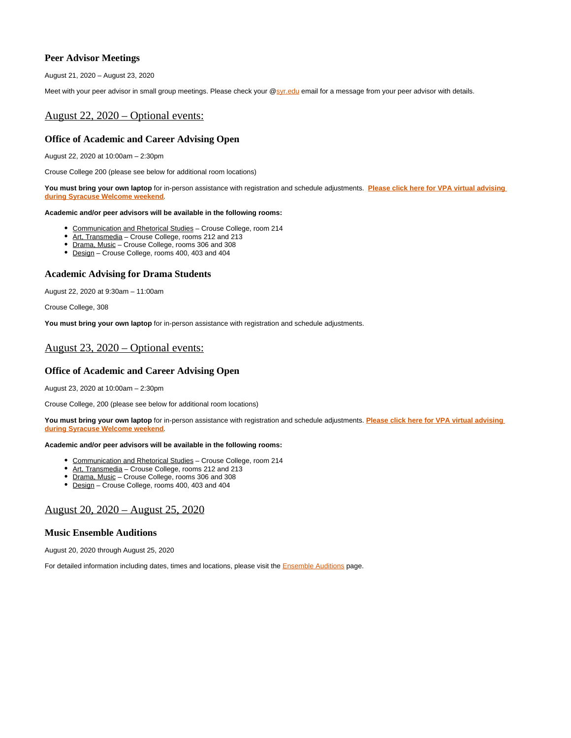### Peer Advisor Meetings

August 21, 2020 – August 23, 2020

Meet with your peer advisor in small group meetings. Please check your @syr.edu email for a message from your peer advisor with details.

## August 22, 2020 – Optional events:

### Office of Academic and Career Advising Open

August 22, 2020 at 10:00am – 2:30pm

Crouse College 200 (please see below for additional room locations)

**You must bring your own laptop** for in-person assistance with registration and schedule adjustments. **Please click here for VPA virtual advising during Syracuse Welcome weekend**.

**Academic and/or peer advisors will be available in the following rooms:**

- Communication and Rhetorical Studies – Crouse College, room 214
- Art, Transmedia – Crouse College, rooms 212 and 213
- Drama, Music – Crouse College, rooms 306 and 308
- Design – Crouse College, rooms 400, 403 and 404

### Academic Advising for Drama Students

August 22, 2020 at 9:30am – 11:00am

Crouse College, 308

**You must bring your own laptop** for in-person assistance with registration and schedule adjustments.

## August 23, 2020 – Optional events:

### Office of Academic and Career Advising Open

August 23, 2020 at 10:00am – 2:30pm

Crouse College, 200 (please see below for additional room locations)

**You must bring your own laptop** for in-person assistance with registration and schedule adjustments. **Please click here for VPA virtual advising during Syracuse Welcome weekend**.

**Academic and/or peer advisors will be available in the following rooms:**

- Communication and Rhetorical Studies – Crouse College, room 214
- Art, Transmedia – Crouse College, rooms 212 and 213
- Drama, Music – Crouse College, rooms 306 and 308
- Design – Crouse College, rooms 400, 403 and 404

## August 20, 2020 – August 25, 2020

### Music Ensemble Auditions

August 20, 2020 through August 25, 2020

For detailed information including dates, times and locations, please visit the Ensemble Auditions page.